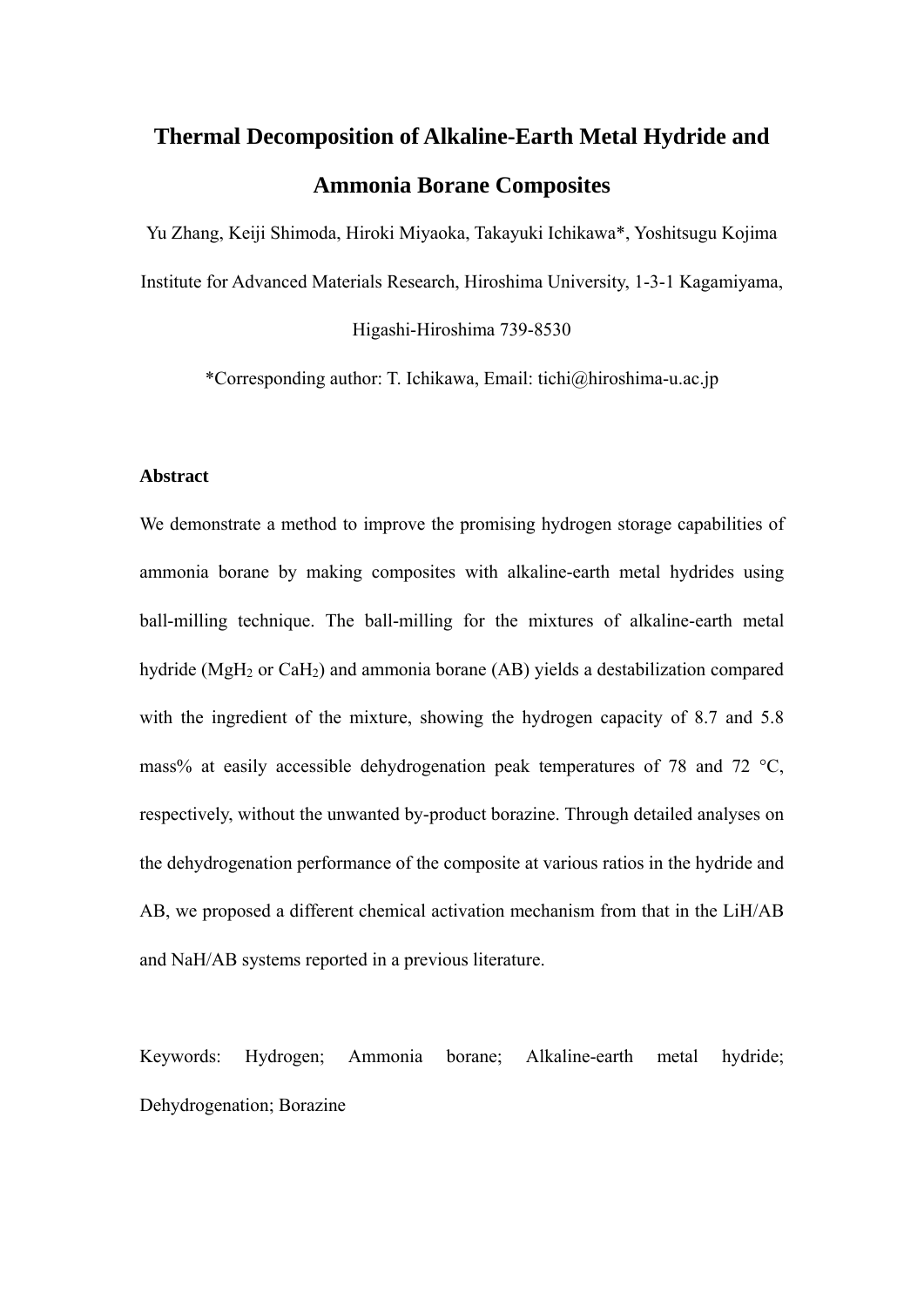# Thermal Decomposition of Alkaline-Earth Metal Hydride and Ammonia Borane Composites

Yu Zhang, Keiji Shimoda, Hiroki Miyaoka, Takayuki Ichikawa*, Yoshitsugu Kojima

Institute for Advanced Materials Research, Hiroshima University, 1-3-1 Kagamiyama, Higashi-Hiroshima 739-8530

*Corresponding author: T. Ichikawa, Email: tichi@hiroshima-u.ac.jp

### Abstract

We demonstrate a method to improve the promising hydrogen storage capabilities of ammonia borane by making composites with alkaline-earth metal hydrides using ball-milling technique. The ball-milling for the mixtures of alkaline-earth metal hydride ($MgH_2$ or $CaH_2$) and ammonia borane (AB) yields a destabilization compared with the ingredient of the mixture, showing the hydrogen capacity of 8.7 and 5.8 mass% at easily accessible dehydrogenation peak temperatures of 78 and 72 °C, respectively, without the unwanted by-product borazine. Through detailed analyses on the dehydrogenation performance of the composite at various ratios in the hydride and AB, we proposed a different chemical activation mechanism from that in the LiH/AB and NaH/AB systems reported in a previous literature.

Keywords: Hydrogen; Ammonia borane; Alkaline-earth metal hydride; Dehydrogenation; Borazine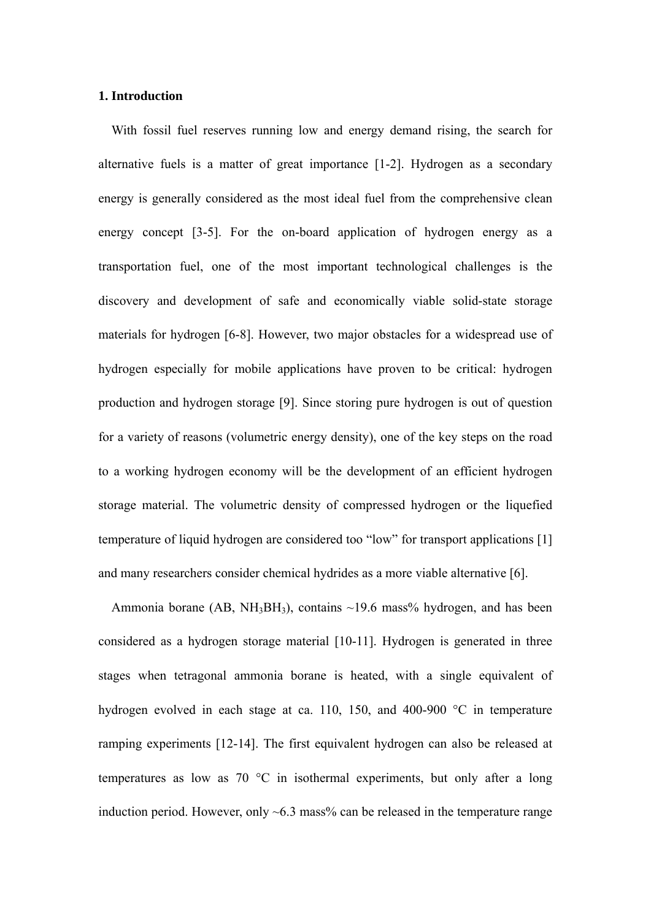## 1. Introduction

With fossil fuel reserves running low and energy demand rising, the search for alternative fuels is a matter of great importance [1-2]. Hydrogen as a secondary energy is generally considered as the most ideal fuel from the comprehensive clean energy concept [3-5]. For the on-board application of hydrogen energy as a transportation fuel, one of the most important technological challenges is the discovery and development of safe and economically viable solid-state storage materials for hydrogen [6-8]. However, two major obstacles for a widespread use of hydrogen especially for mobile applications have proven to be critical: hydrogen production and hydrogen storage [9]. Since storing pure hydrogen is out of question for a variety of reasons (volumetric energy density), one of the key steps on the road to a working hydrogen economy will be the development of an efficient hydrogen storage material. The volumetric density of compressed hydrogen or the liquefied temperature of liquid hydrogen are considered too "low" for transport applications [1] and many researchers consider chemical hydrides as a more viable alternative [6].

Ammonia borane (AB, $NH_3BH_3$), contains ~19.6 mass% hydrogen, and has been considered as a hydrogen storage material [10-11]. Hydrogen is generated in three stages when tetragonal ammonia borane is heated, with a single equivalent of hydrogen evolved in each stage at ca. 110, 150, and 400-900 °C in temperature ramping experiments [12-14]. The first equivalent hydrogen can also be released at temperatures as low as 70 °C in isothermal experiments, but only after a long induction period. However, only ~6.3 mass% can be released in the temperature range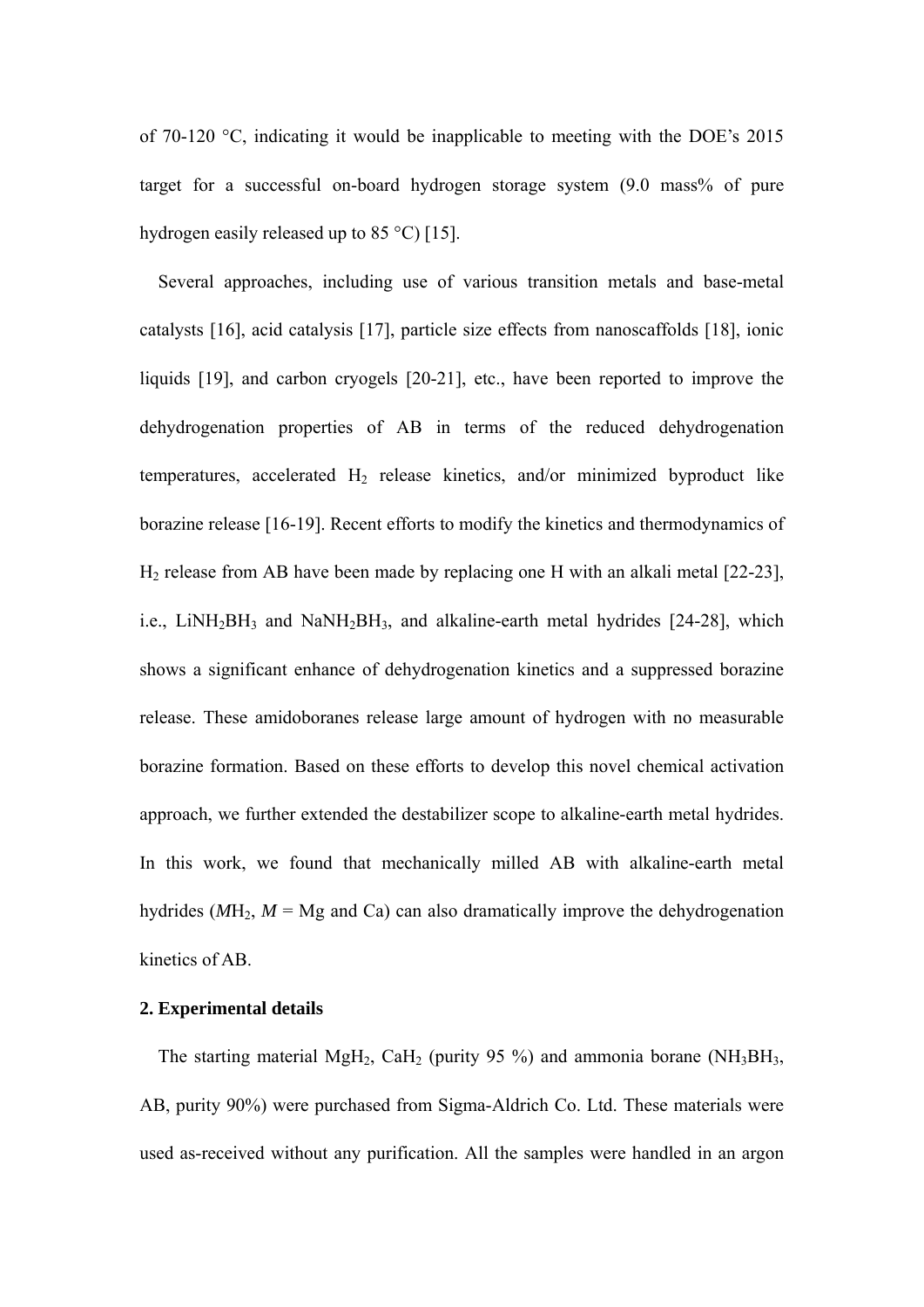of 70-120 °C, indicating it would be inapplicable to meeting with the DOE's 2015 target for a successful on-board hydrogen storage system (9.0 mass% of pure hydrogen easily released up to 85 °C) [15].

Several approaches, including use of various transition metals and base-metal catalysts [16], acid catalysis [17], particle size effects from nanoscaffolds [18], ionic liquids [19], and carbon cryogels [20-21], etc., have been reported to improve the dehydrogenation properties of AB in terms of the reduced dehydrogenation temperatures, accelerated $H_2$ release kinetics, and/or minimized byproduct like borazine release [16-19]. Recent efforts to modify the kinetics and thermodynamics of $H_2$ release from AB have been made by replacing one H with an alkali metal [22-23], i.e., $LiNH_2BH_3$ and $NaNH_2BH_3$, and alkaline-earth metal hydrides [24-28], which shows a significant enhance of dehydrogenation kinetics and a suppressed borazine release. These amidoboranes release large amount of hydrogen with no measurable borazine formation. Based on these efforts to develop this novel chemical activation approach, we further extended the destabilizer scope to alkaline-earth metal hydrides. In this work, we found that mechanically milled AB with alkaline-earth metal hydrides ($MH_2$, $M$ = Mg and Ca) can also dramatically improve the dehydrogenation kinetics of AB.

## 2. Experimental details

The starting material $MgH_2$, $CaH_2$ (purity 95 %) and ammonia borane ($NH_3BH_3$, AB, purity 90%) were purchased from Sigma-Aldrich Co. Ltd. These materials were used as-received without any purification. All the samples were handled in an argon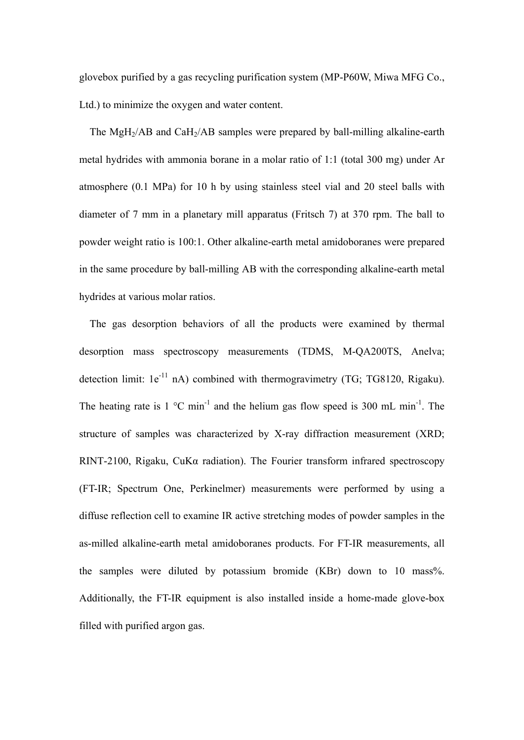glovebox purified by a gas recycling purification system (MP-P60W, Miwa MFG Co., Ltd.) to minimize the oxygen and water content.

The $MgH_2$/AB and $CaH_2$/AB samples were prepared by ball-milling alkaline-earth metal hydrides with ammonia borane in a molar ratio of 1:1 (total 300 mg) under Ar atmosphere (0.1 MPa) for 10 h by using stainless steel vial and 20 steel balls with diameter of 7 mm in a planetary mill apparatus (Fritsch 7) at 370 rpm. The ball to powder weight ratio is 100:1. Other alkaline-earth metal amidoboranes were prepared in the same procedure by ball-milling AB with the corresponding alkaline-earth metal hydrides at various molar ratios.

The gas desorption behaviors of all the products were examined by thermal desorption mass spectroscopy measurements (TDMS, M-QA200TS, Anelva; detection limit: $1e^{-11}$ nA) combined with thermogravimetry (TG; TG8120, Rigaku). The heating rate is 1 °C $min^{-1}$ and the helium gas flow speed is 300 mL $min^{-1}$. The structure of samples was characterized by X-ray diffraction measurement (XRD; RINT-2100, Rigaku, CuKα radiation). The Fourier transform infrared spectroscopy (FT-IR; Spectrum One, Perkinelmer) measurements were performed by using a diffuse reflection cell to examine IR active stretching modes of powder samples in the as-milled alkaline-earth metal amidoboranes products. For FT-IR measurements, all the samples were diluted by potassium bromide (KBr) down to 10 mass%. Additionally, the FT-IR equipment is also installed inside a home-made glove-box filled with purified argon gas.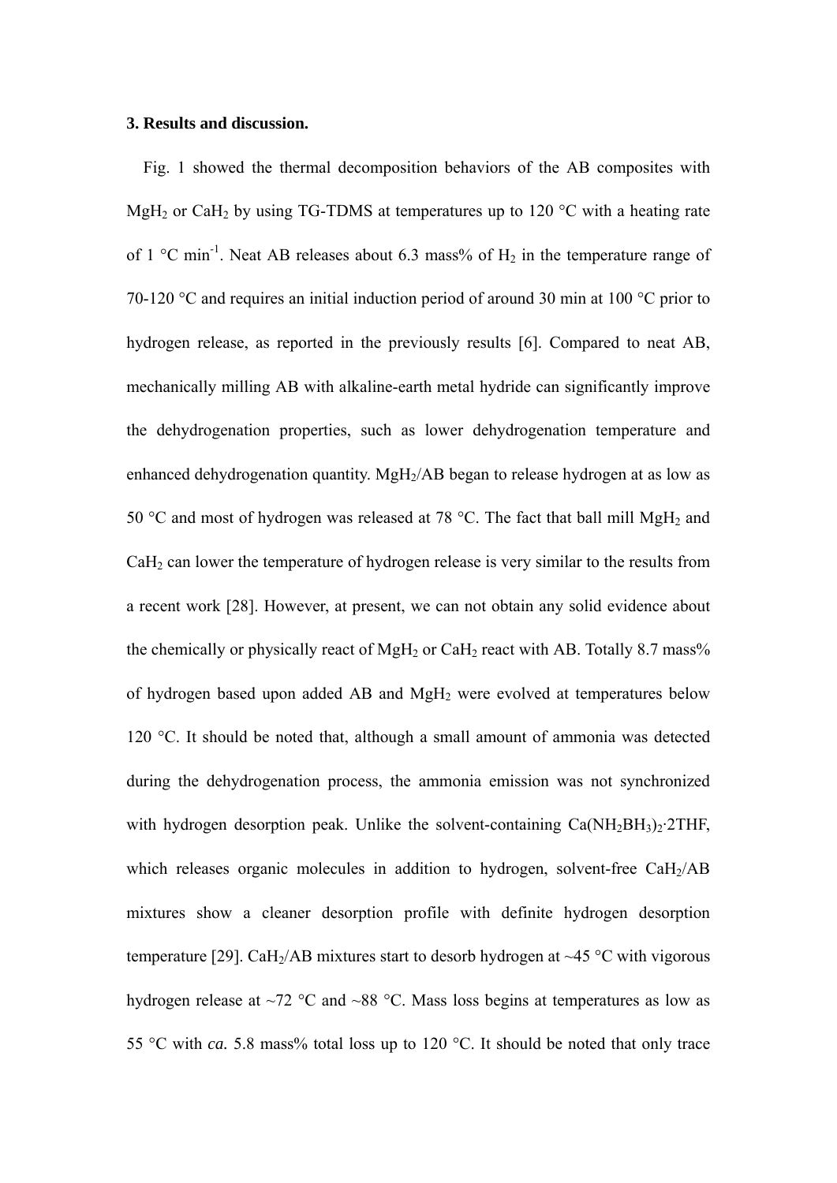### 3. Results and discussion.

Fig. 1 showed the thermal decomposition behaviors of the AB composites with $MgH_2$ or $CaH_2$ by using TG-TDMS at temperatures up to 120 °C with a heating rate of 1 °C $min^{-1}$. Neat AB releases about 6.3 mass% of $H_2$ in the temperature range of 70-120 °C and requires an initial induction period of around 30 min at 100 °C prior to hydrogen release, as reported in the previously results [6]. Compared to neat AB, mechanically milling AB with alkaline-earth metal hydride can significantly improve the dehydrogenation properties, such as lower dehydrogenation temperature and enhanced dehydrogenation quantity. $MgH_2$/AB began to release hydrogen at as low as 50 °C and most of hydrogen was released at 78 °C. The fact that ball mill $MgH_2$ and $CaH_2$ can lower the temperature of hydrogen release is very similar to the results from a recent work [28]. However, at present, we can not obtain any solid evidence about the chemically or physically react of $MgH_2$ or $CaH_2$ react with AB. Totally 8.7 mass% of hydrogen based upon added AB and $MgH_2$ were evolved at temperatures below 120 °C. It should be noted that, although a small amount of ammonia was detected during the dehydrogenation process, the ammonia emission was not synchronized with hydrogen desorption peak. Unlike the solvent-containing $Ca(NH_2BH_3)_2{\cdot}2THF$, which releases organic molecules in addition to hydrogen, solvent-free $CaH_2$/AB mixtures show a cleaner desorption profile with definite hydrogen desorption temperature [29]. $CaH_2$/AB mixtures start to desorb hydrogen at ~45 °C with vigorous hydrogen release at ~72 °C and ~88 °C. Mass loss begins at temperatures as low as 55 °C with *ca.* 5.8 mass% total loss up to 120 °C. It should be noted that only trace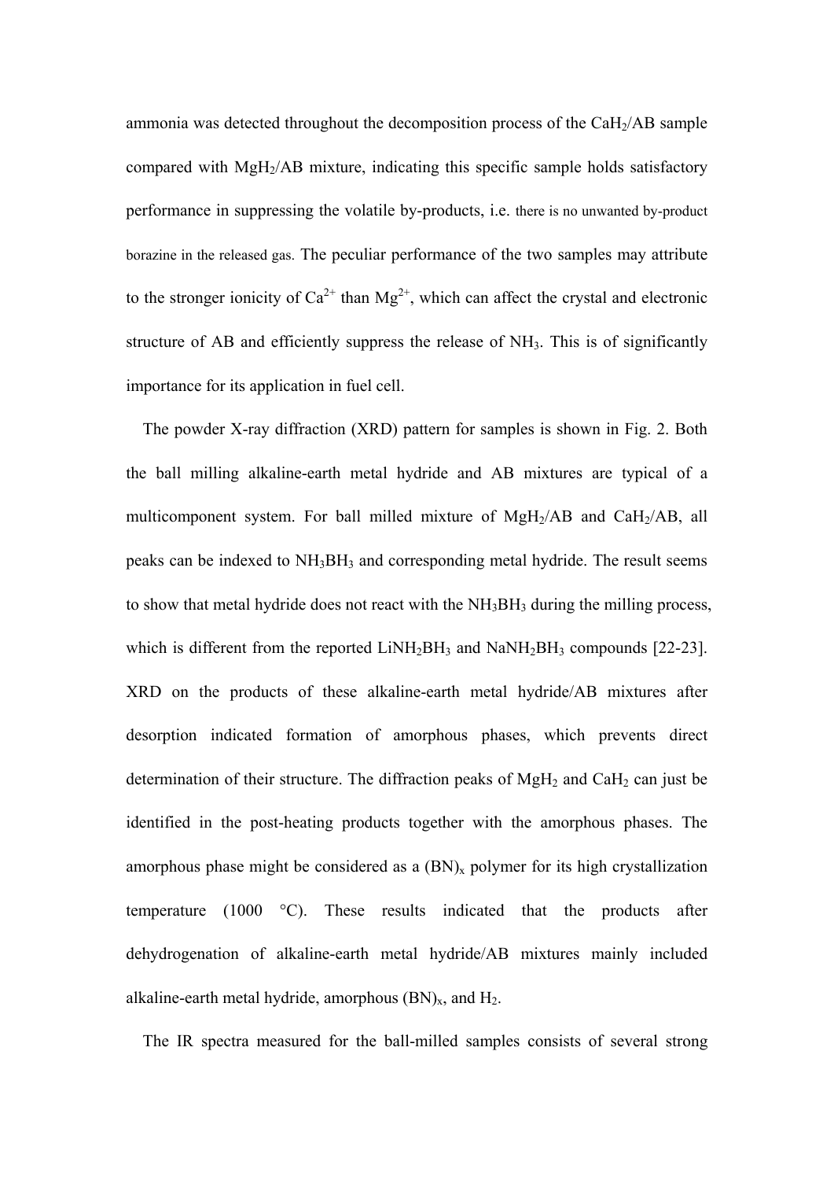ammonia was detected throughout the decomposition process of the $CaH_2$/AB sample compared with $MgH_2$/AB mixture, indicating this specific sample holds satisfactory performance in suppressing the volatile by-products, i.e. there is no unwanted by-product borazine in the released gas. The peculiar performance of the two samples may attribute to the stronger ionicity of $Ca^{2+}$ than $Mg^{2+}$, which can affect the crystal and electronic structure of AB and efficiently suppress the release of $NH_3$. This is of significantly importance for its application in fuel cell.

The powder X-ray diffraction (XRD) pattern for samples is shown in Fig. 2. Both the ball milling alkaline-earth metal hydride and AB mixtures are typical of a multicomponent system. For ball milled mixture of $MgH_2$/AB and $CaH_2$/AB, all peaks can be indexed to $NH_3BH_3$ and corresponding metal hydride. The result seems to show that metal hydride does not react with the $NH_3BH_3$ during the milling process, which is different from the reported $LiNH_2BH_3$ and $NaNH_2BH_3$ compounds [22-23]. XRD on the products of these alkaline-earth metal hydride/AB mixtures after desorption indicated formation of amorphous phases, which prevents direct determination of their structure. The diffraction peaks of $MgH_2$ and $CaH_2$ can just be identified in the post-heating products together with the amorphous phases. The amorphous phase might be considered as a $(BN)_x$ polymer for its high crystallization temperature (1000 °C). These results indicated that the products after dehydrogenation of alkaline-earth metal hydride/AB mixtures mainly included alkaline-earth metal hydride, amorphous $(BN)_x$, and $H_2$.

The IR spectra measured for the ball-milled samples consists of several strong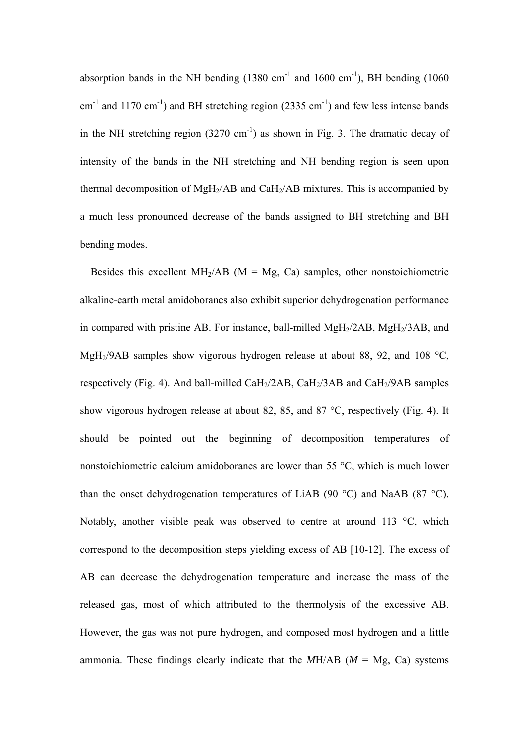absorption bands in the NH bending (1380 $cm^{-1}$ and 1600 $cm^{-1}$), BH bending (1060 $cm^{-1}$ and 1170 $cm^{-1}$) and BH stretching region (2335 $cm^{-1}$) and few less intense bands in the NH stretching region (3270 $cm^{-1}$) as shown in Fig. 3. The dramatic decay of intensity of the bands in the NH stretching and NH bending region is seen upon thermal decomposition of $MgH_2$/AB and $CaH_2$/AB mixtures. This is accompanied by a much less pronounced decrease of the bands assigned to BH stretching and BH bending modes.

Besides this excellent $MH_2$/AB (M = Mg, Ca) samples, other nonstoichiometric alkaline-earth metal amidoboranes also exhibit superior dehydrogenation performance in compared with pristine AB. For instance, ball-milled $MgH_2$/2AB, $MgH_2$/3AB, and $MgH_2$/9AB samples show vigorous hydrogen release at about 88, 92, and 108 °C, respectively (Fig. 4). And ball-milled $CaH_2$/2AB, $CaH_2$/3AB and $CaH_2$/9AB samples show vigorous hydrogen release at about 82, 85, and 87 °C, respectively (Fig. 4). It should be pointed out the beginning of decomposition temperatures of nonstoichiometric calcium amidoboranes are lower than 55 °C, which is much lower than the onset dehydrogenation temperatures of LiAB (90 °C) and NaAB (87 °C). Notably, another visible peak was observed to centre at around 113 °C, which correspond to the decomposition steps yielding excess of AB [10-12]. The excess of AB can decrease the dehydrogenation temperature and increase the mass of the released gas, most of which attributed to the thermolysis of the excessive AB. However, the gas was not pure hydrogen, and composed most hydrogen and a little ammonia. These findings clearly indicate that the *M*H/AB (*M* = Mg, Ca) systems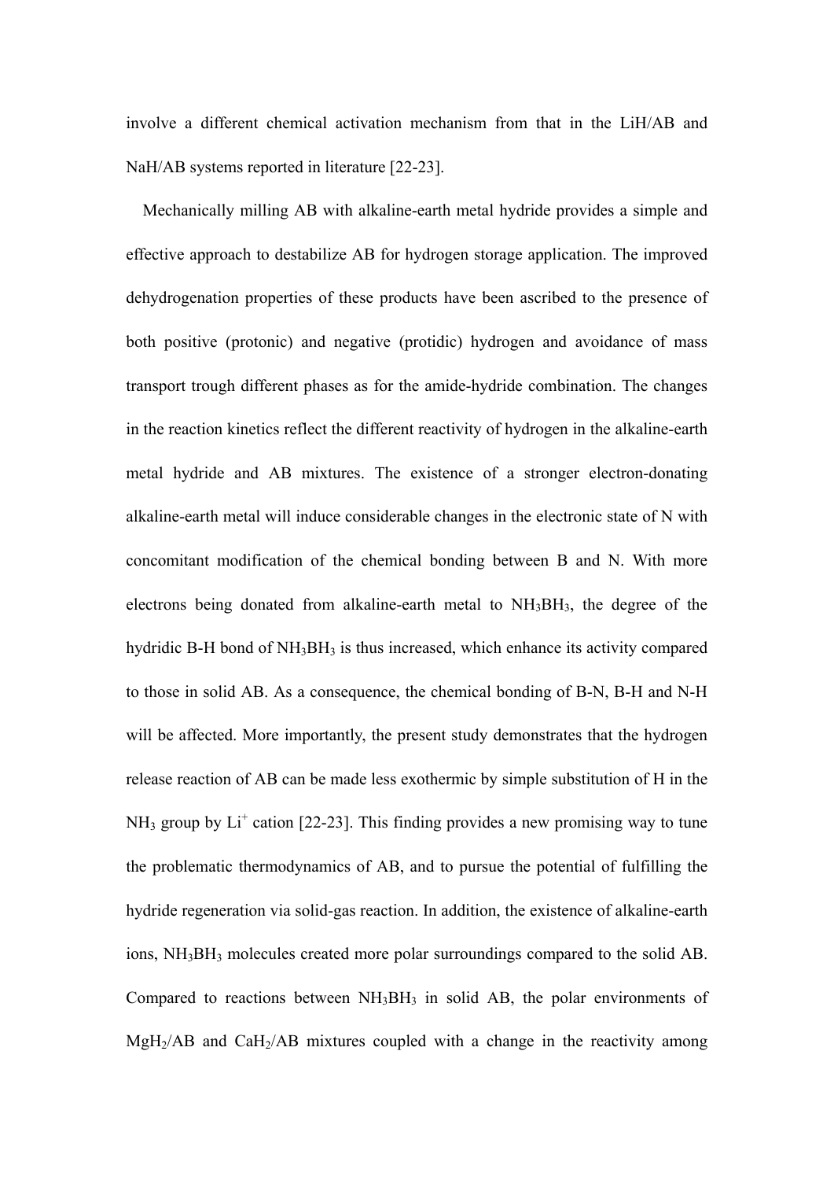involve a different chemical activation mechanism from that in the LiH/AB and NaH/AB systems reported in literature [22-23].

Mechanically milling AB with alkaline-earth metal hydride provides a simple and effective approach to destabilize AB for hydrogen storage application. The improved dehydrogenation properties of these products have been ascribed to the presence of both positive (protonic) and negative (protidic) hydrogen and avoidance of mass transport trough different phases as for the amide-hydride combination. The changes in the reaction kinetics reflect the different reactivity of hydrogen in the alkaline-earth metal hydride and AB mixtures. The existence of a stronger electron-donating alkaline-earth metal will induce considerable changes in the electronic state of N with concomitant modification of the chemical bonding between B and N. With more electrons being donated from alkaline-earth metal to $NH_3BH_3$, the degree of the hydridic B-H bond of $NH_3BH_3$ is thus increased, which enhance its activity compared to those in solid AB. As a consequence, the chemical bonding of B-N, B-H and N-H will be affected. More importantly, the present study demonstrates that the hydrogen release reaction of AB can be made less exothermic by simple substitution of H in the $NH_3$ group by $Li^+$ cation [22-23]. This finding provides a new promising way to tune the problematic thermodynamics of AB, and to pursue the potential of fulfilling the hydride regeneration via solid-gas reaction. In addition, the existence of alkaline-earth ions, $NH_3BH_3$ molecules created more polar surroundings compared to the solid AB. Compared to reactions between $NH_3BH_3$ in solid AB, the polar environments of $MgH_2$/AB and $CaH_2$/AB mixtures coupled with a change in the reactivity among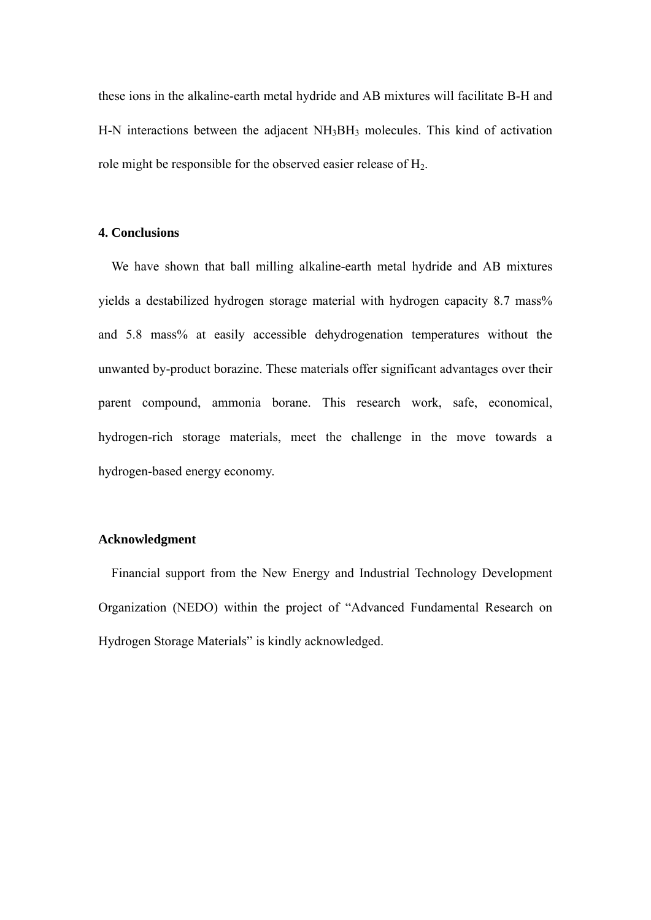these ions in the alkaline-earth metal hydride and AB mixtures will facilitate B-H and H-N interactions between the adjacent $NH_3BH_3$ molecules. This kind of activation role might be responsible for the observed easier release of $H_2$.

### 4. Conclusions

We have shown that ball milling alkaline-earth metal hydride and AB mixtures yields a destabilized hydrogen storage material with hydrogen capacity 8.7 mass% and 5.8 mass% at easily accessible dehydrogenation temperatures without the unwanted by-product borazine. These materials offer significant advantages over their parent compound, ammonia borane. This research work, safe, economical, hydrogen-rich storage materials, meet the challenge in the move towards a hydrogen-based energy economy.

### Acknowledgment

Financial support from the New Energy and Industrial Technology Development Organization (NEDO) within the project of "Advanced Fundamental Research on Hydrogen Storage Materials" is kindly acknowledged.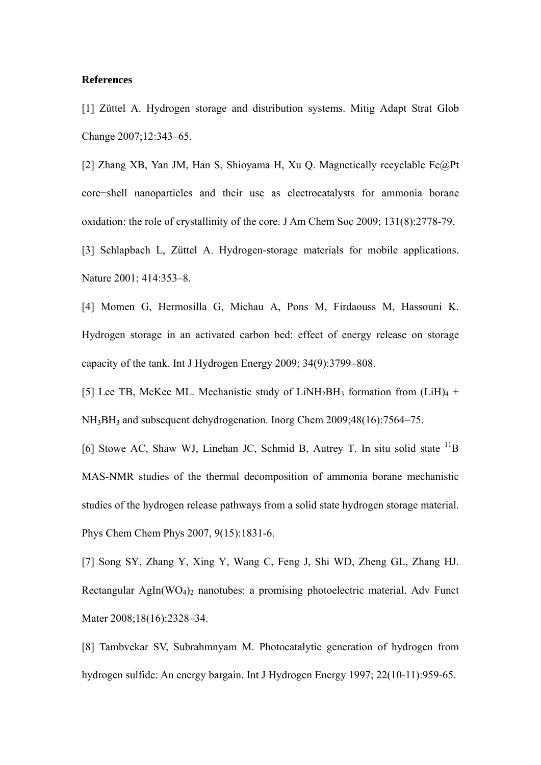**References**

[1] Züttel A. Hydrogen storage and distribution systems. Mitig Adapt Strat Glob Change 2007;12:343–65.

[2] Zhang XB, Yan JM, Han S, Shioyama H, Xu Q. Magnetically recyclable Fe@Pt core−shell nanoparticles and their use as electrocatalysts for ammonia borane oxidation: the role of crystallinity of the core. J Am Chem Soc 2009; 131(8):2778-79.

[3] Schlapbach L, Züttel A. Hydrogen-storage materials for mobile applications. Nature 2001; 414:353–8.

[4] Momen G, Hermosilla G, Michau A, Pons M, Firdaouss M, Hassouni K. Hydrogen storage in an activated carbon bed: effect of energy release on storage capacity of the tank. Int J Hydrogen Energy 2009; 34(9):3799–808.

[5] Lee TB, McKee ML. Mechanistic study of $LiNH_2BH_3$ formation from $(LiH)_4$ + $NH_3BH_3$ and subsequent dehydrogenation. Inorg Chem 2009;48(16):7564–75.

[6] Stowe AC, Shaw WJ, Linehan JC, Schmid B, Autrey T. In situ solid state $^{11}B$ MAS-NMR studies of the thermal decomposition of ammonia borane mechanistic studies of the hydrogen release pathways from a solid state hydrogen storage material. Phys Chem Chem Phys 2007, 9(15):1831-6.

[7] Song SY, Zhang Y, Xing Y, Wang C, Feng J, Shi WD, Zheng GL, Zhang HJ. Rectangular $AgIn(WO_4)_2$ nanotubes: a promising photoelectric material. Adv Funct Mater 2008;18(16):2328–34.

[8] Tambvekar SV, Subrahmnyam M. Photocatalytic generation of hydrogen from hydrogen sulfide: An energy bargain. Int J Hydrogen Energy 1997; 22(10-11):959-65.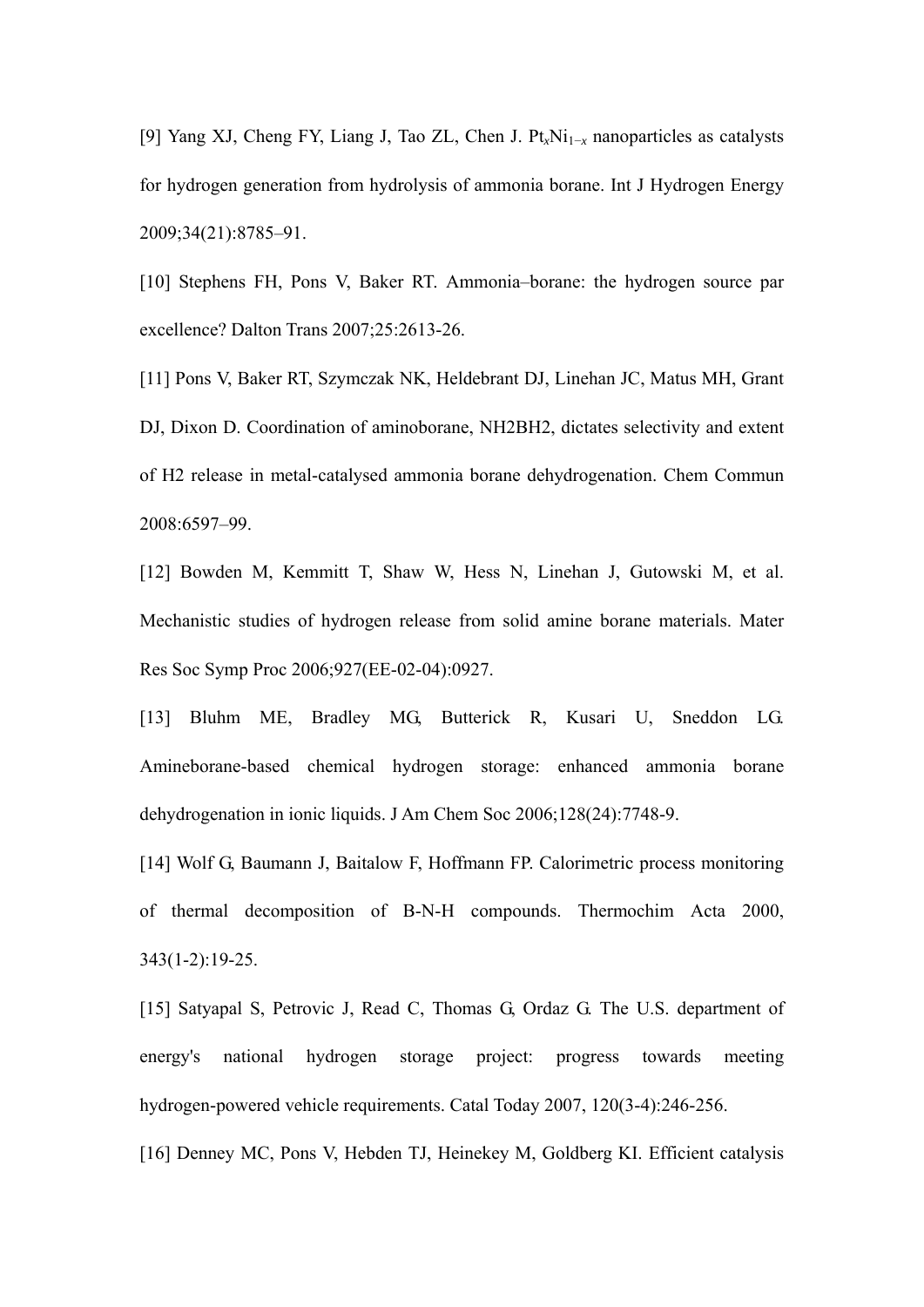[9] Yang XJ, Cheng FY, Liang J, Tao ZL, Chen J. $Pt_xNi_{1-x}$ nanoparticles as catalysts for hydrogen generation from hydrolysis of ammonia borane. Int J Hydrogen Energy 2009;34(21):8785–91.

[10] Stephens FH, Pons V, Baker RT. Ammonia–borane: the hydrogen source par excellence? Dalton Trans 2007;25:2613-26.

[11] Pons V, Baker RT, Szymczak NK, Heldebrant DJ, Linehan JC, Matus MH, Grant DJ, Dixon D. Coordination of aminoborane, NH2BH2, dictates selectivity and extent of H2 release in metal-catalysed ammonia borane dehydrogenation. Chem Commun 2008:6597–99.

[12] Bowden M, Kemmitt T, Shaw W, Hess N, Linehan J, Gutowski M, et al. Mechanistic studies of hydrogen release from solid amine borane materials. Mater Res Soc Symp Proc 2006;927(EE-02-04):0927.

[13] Bluhm ME, Bradley MG, Butterick R, Kusari U, Sneddon LG. Amineborane-based chemical hydrogen storage: enhanced ammonia borane dehydrogenation in ionic liquids. J Am Chem Soc 2006;128(24):7748-9.

[14] Wolf G, Baumann J, Baitalow F, Hoffmann FP. Calorimetric process monitoring of thermal decomposition of B-N-H compounds. Thermochim Acta 2000, 343(1-2):19-25.

[15] Satyapal S, Petrovic J, Read C, Thomas G, Ordaz G. The U.S. department of energy's national hydrogen storage project: progress towards meeting hydrogen-powered vehicle requirements. Catal Today 2007, 120(3-4):246-256.

[16] Denney MC, Pons V, Hebden TJ, Heinekey M, Goldberg KI. Efficient catalysis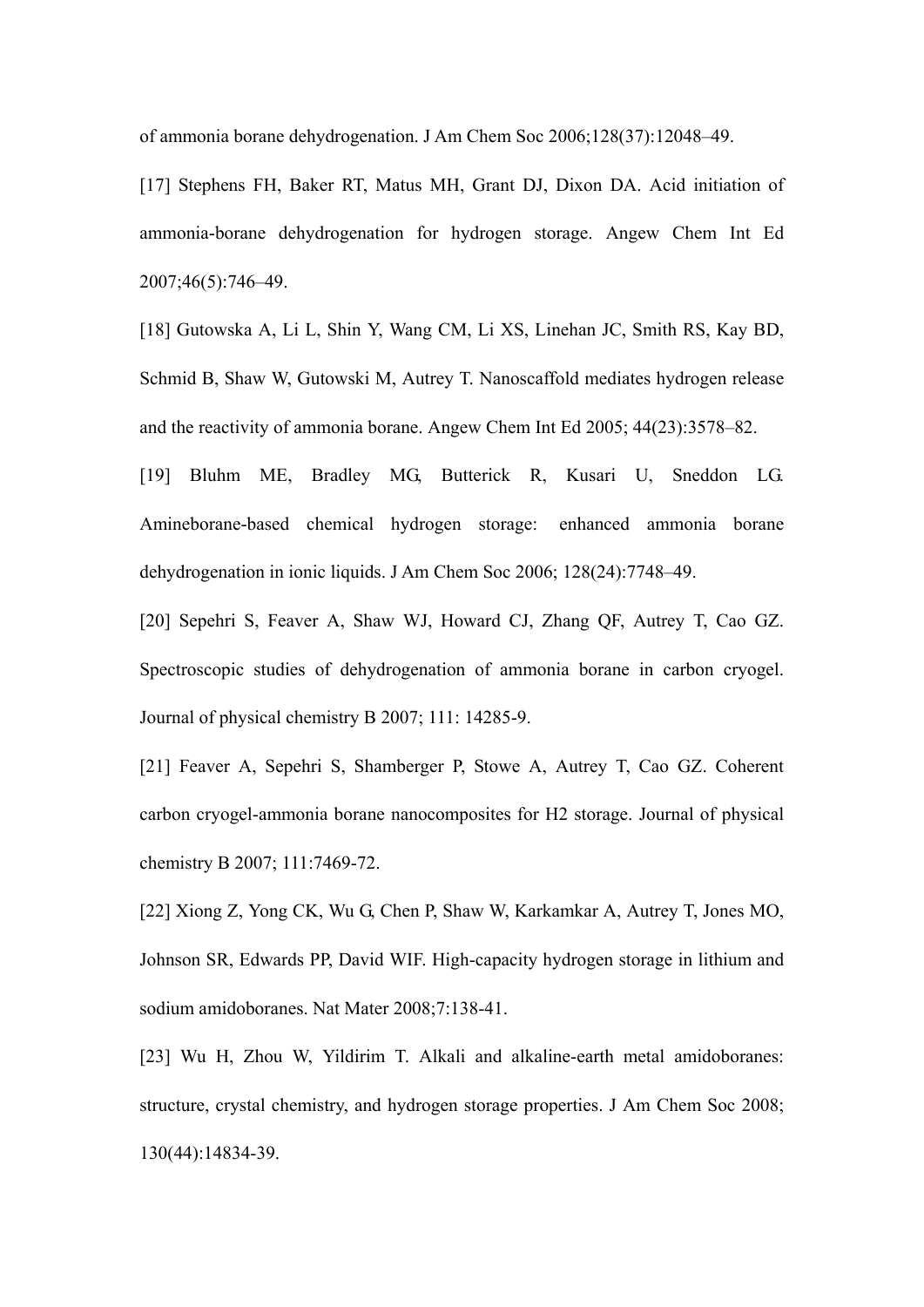of ammonia borane dehydrogenation. J Am Chem Soc 2006;128(37):12048–49.

[17] Stephens FH, Baker RT, Matus MH, Grant DJ, Dixon DA. Acid initiation of ammonia-borane dehydrogenation for hydrogen storage. Angew Chem Int Ed 2007;46(5):746–49.

[18] Gutowska A, Li L, Shin Y, Wang CM, Li XS, Linehan JC, Smith RS, Kay BD, Schmid B, Shaw W, Gutowski M, Autrey T. Nanoscaffold mediates hydrogen release and the reactivity of ammonia borane. Angew Chem Int Ed 2005; 44(23):3578–82.

[19] Bluhm ME, Bradley MG, Butterick R, Kusari U, Sneddon LG. Amineborane-based chemical hydrogen storage: enhanced ammonia borane dehydrogenation in ionic liquids. J Am Chem Soc 2006; 128(24):7748–49.

[20] Sepehri S, Feaver A, Shaw WJ, Howard CJ, Zhang QF, Autrey T, Cao GZ. Spectroscopic studies of dehydrogenation of ammonia borane in carbon cryogel. Journal of physical chemistry B 2007; 111: 14285-9.

[21] Feaver A, Sepehri S, Shamberger P, Stowe A, Autrey T, Cao GZ. Coherent carbon cryogel-ammonia borane nanocomposites for H2 storage. Journal of physical chemistry B 2007; 111:7469-72.

[22] Xiong Z, Yong CK, Wu G, Chen P, Shaw W, Karkamkar A, Autrey T, Jones MO, Johnson SR, Edwards PP, David WIF. High-capacity hydrogen storage in lithium and sodium amidoboranes. Nat Mater 2008;7:138-41.

[23] Wu H, Zhou W, Yildirim T. Alkali and alkaline-earth metal amidoboranes: structure, crystal chemistry, and hydrogen storage properties. J Am Chem Soc 2008; 130(44):14834-39.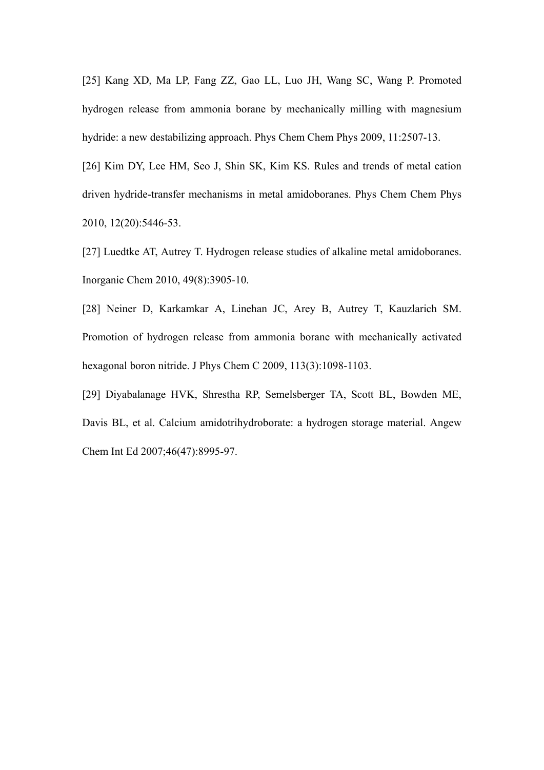[25] Kang XD, Ma LP, Fang ZZ, Gao LL, Luo JH, Wang SC, Wang P. Promoted hydrogen release from ammonia borane by mechanically milling with magnesium hydride: a new destabilizing approach. Phys Chem Chem Phys 2009, 11:2507-13.

[26] Kim DY, Lee HM, Seo J, Shin SK, Kim KS. Rules and trends of metal cation driven hydride-transfer mechanisms in metal amidoboranes. Phys Chem Chem Phys 2010, 12(20):5446-53.

[27] Luedtke AT, Autrey T. Hydrogen release studies of alkaline metal amidoboranes. Inorganic Chem 2010, 49(8):3905-10.

[28] Neiner D, Karkamkar A, Linehan JC, Arey B, Autrey T, Kauzlarich SM. Promotion of hydrogen release from ammonia borane with mechanically activated hexagonal boron nitride. J Phys Chem C 2009, 113(3):1098-1103.

[29] Diyabalanage HVK, Shrestha RP, Semelsberger TA, Scott BL, Bowden ME, Davis BL, et al. Calcium amidotrihydroborate: a hydrogen storage material. Angew Chem Int Ed 2007;46(47):8995-97.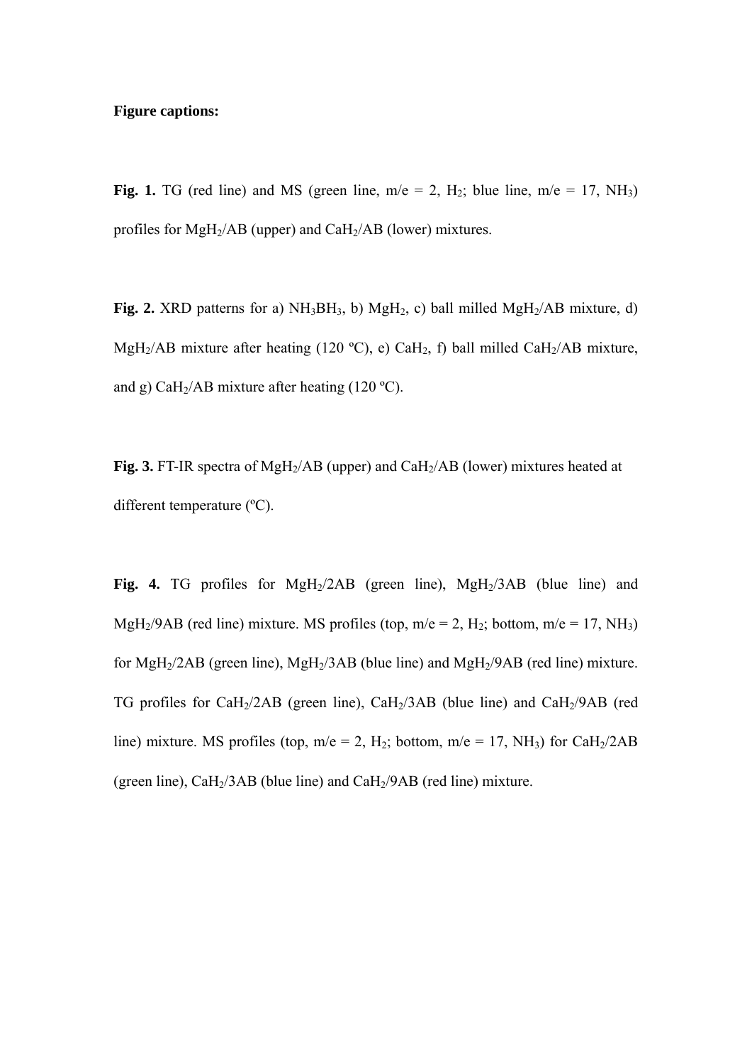**Figure captions:**

**Fig. 1.** TG (red line) and MS (green line, m/e = 2, $H_2$; blue line, m/e = 17, $NH_3$) profiles for $MgH_2$/AB (upper) and $CaH_2$/AB (lower) mixtures.

**Fig. 2.** XRD patterns for a) $NH_3BH_3$, b) $MgH_2$, c) ball milled $MgH_2$/AB mixture, d) $MgH_2$/AB mixture after heating (120 ºC), e) $CaH_2$, f) ball milled $CaH_2$/AB mixture, and g) $CaH_2$/AB mixture after heating (120 ºC).

**Fig. 3.** FT-IR spectra of $MgH_2$/AB (upper) and $CaH_2$/AB (lower) mixtures heated at different temperature (ºC).

**Fig. 4.** TG profiles for $MgH_2$/2AB (green line), $MgH_2$/3AB (blue line) and $MgH_2$/9AB (red line) mixture. MS profiles (top, m/e = 2, $H_2$; bottom, m/e = 17, $NH_3$) for $MgH_2$/2AB (green line), $MgH_2$/3AB (blue line) and $MgH_2$/9AB (red line) mixture. TG profiles for $CaH_2$/2AB (green line), $CaH_2$/3AB (blue line) and $CaH_2$/9AB (red line) mixture. MS profiles (top, m/e = 2, $H_2$; bottom, m/e = 17, $NH_3$) for $CaH_2$/2AB (green line), $CaH_2$/3AB (blue line) and $CaH_2$/9AB (red line) mixture.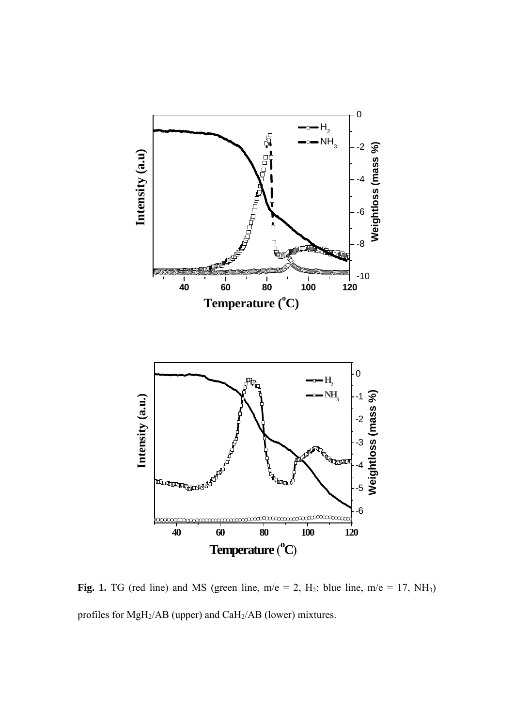**Fig. 1.** TG (red line) and MS (green line, m/e = 2, $H_2$; blue line, m/e = 17, $NH_3$) profiles for $MgH_2$/AB (upper) and $CaH_2$/AB (lower) mixtures.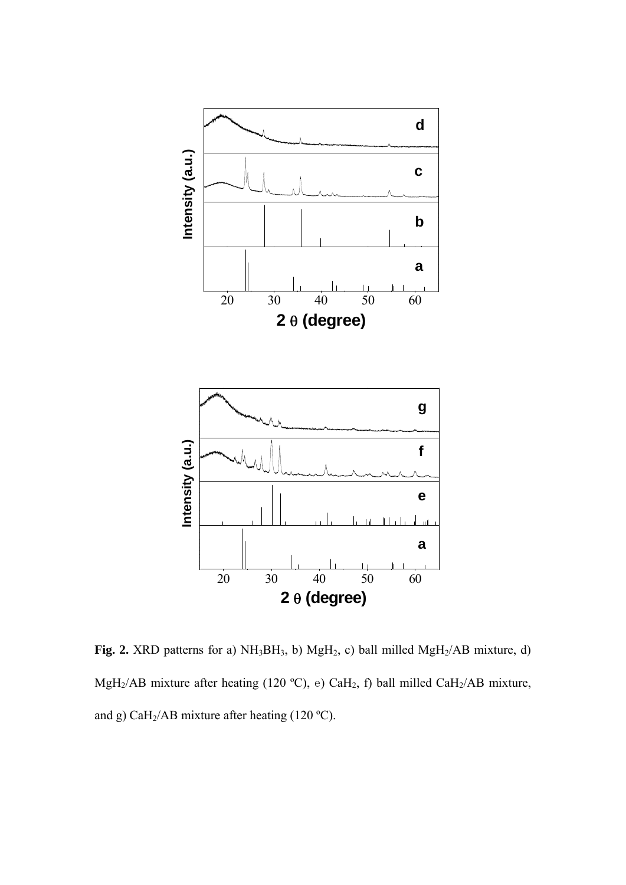**Fig. 2.** XRD patterns for a) $NH_3BH_3$, b) $MgH_2$, c) ball milled $MgH_2$/AB mixture, d) $MgH_2$/AB mixture after heating (120 ºC), e) $CaH_2$, f) ball milled $CaH_2$/AB mixture, and g) $CaH_2$/AB mixture after heating (120 ºC).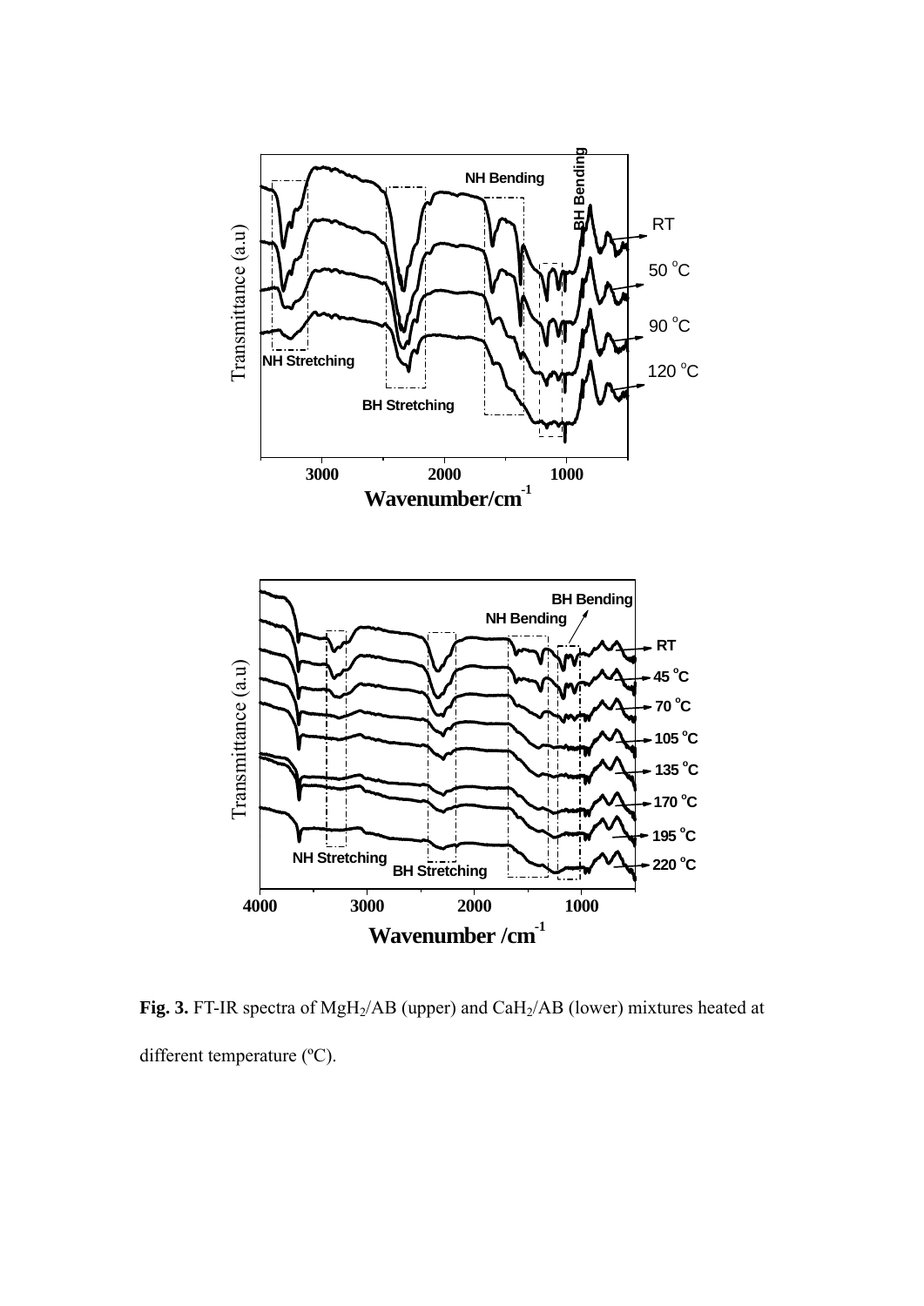**Fig. 3.** FT-IR spectra of $MgH_2$/AB (upper) and $CaH_2$/AB (lower) mixtures heated at different temperature (ºC).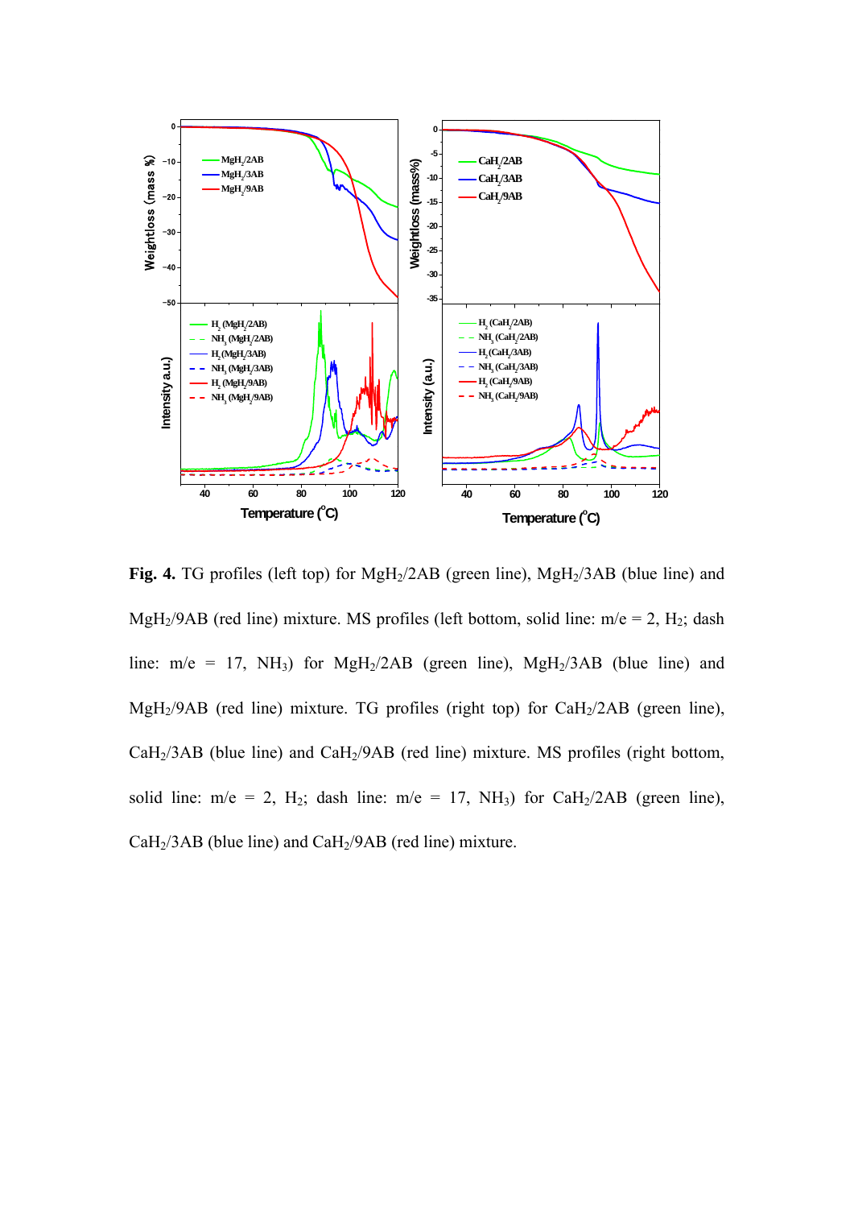Weightloss (mass %)

0
-10
-20
-30
-40
-50

$MgH_2$/2AB
$MgH_2$/3AB
$MgH_2$/9AB

Weightloss (mass%)

0
-5
-10
-15
-20
-25
-30
-35

$CaH_2$/2AB
$CaH_2$/3AB
$CaH_2$/9AB

Intensity a.u.)

$H_2$ ($MgH_2$/2AB)
$NH_3$ ($MgH_2$/2AB)
$H_2$ ($MgH_2$/3AB)
$NH_3$ ($MgH_2$/3AB)
$H_2$ ($MgH_2$/9AB)
$NH_3$ ($MgH_2$/9AB)

40 60 80 100 120

Temperature (°C)

Intensity (a.u.)

$H_2$ ($CaH_2$/2AB)
$NH_3$ ($CaH_2$/2AB)
$H_2$ ($CaH_2$/3AB)
$NH_3$ ($CaH_2$/3AB)
$H_2$ ($CaH_2$/9AB)
$NH_3$ ($CaH_2$/9AB)

40 60 80 100 120

Temperature (°C)

**Fig. 4.** TG profiles (left top) for $MgH_2$/2AB (green line), $MgH_2$/3AB (blue line) and $MgH_2$/9AB (red line) mixture. MS profiles (left bottom, solid line: m/e = 2, $H_2$; dash line: m/e = 17, $NH_3$) for $MgH_2$/2AB (green line), $MgH_2$/3AB (blue line) and $MgH_2$/9AB (red line) mixture. TG profiles (right top) for $CaH_2$/2AB (green line), $CaH_2$/3AB (blue line) and $CaH_2$/9AB (red line) mixture. MS profiles (right bottom, solid line: m/e = 2, $H_2$; dash line: m/e = 17, $NH_3$) for $CaH_2$/2AB (green line), $CaH_2$/3AB (blue line) and $CaH_2$/9AB (red line) mixture.